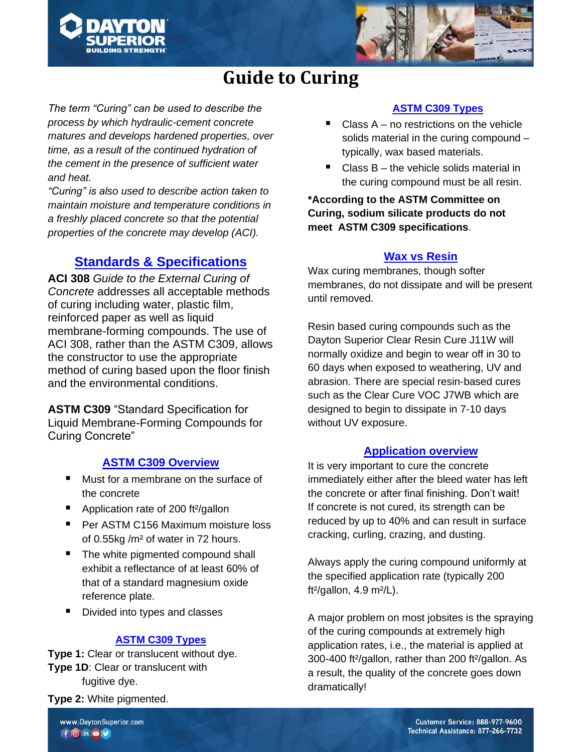# Guide to Curing

*The term "Curing" can be used to describe the process by which hydraulic-cement concrete matures and develops hardened properties, over time, as a result of the continued hydration of the cement in the presence of sufficient water and heat.*

*"Curing" is also used to describe action taken to maintain moisture and temperature conditions in a freshly placed concrete so that the potential properties of the concrete may develop (ACI).*

## Standards & Specifications

**ACI 308** *Guide to the External Curing of Concrete* addresses all acceptable methods of curing including water, plastic film, reinforced paper as well as liquid membrane-forming compounds. The use of ACI 308, rather than the ASTM C309, allows the constructor to use the appropriate method of curing based upon the floor finish and the environmental conditions.

**ASTM C309** "Standard Specification for Liquid Membrane-Forming Compounds for Curing Concrete"

### ASTM C309 Overview

- Must for a membrane on the surface of the concrete
- Application rate of 200 ft²/gallon
- Per ASTM C156 Maximum moisture loss of 0.55kg /m² of water in 72 hours.
- The white pigmented compound shall exhibit a reflectance of at least 60% of that of a standard magnesium oxide reference plate.
- Divided into types and classes

### ASTM C309 Types

**Type 1:** Clear or translucent without dye.

**Type 1D**: Clear or translucent with fugitive dye.

**Type 2:** White pigmented.

### ASTM C309 Types

- Class A – no restrictions on the vehicle solids material in the curing compound – typically, wax based materials.
- Class B – the vehicle solids material in the curing compound must be all resin.

**\*According to the ASTM Committee on Curing, sodium silicate products do not meet ASTM C309 specifications**.

### Wax vs Resin

Wax curing membranes, though softer membranes, do not dissipate and will be present until removed.

Resin based curing compounds such as the Dayton Superior Clear Resin Cure J11W will normally oxidize and begin to wear off in 30 to 60 days when exposed to weathering, UV and abrasion. There are special resin-based cures such as the Clear Cure VOC J7WB which are designed to begin to dissipate in 7-10 days without UV exposure.

### Application overview

It is very important to cure the concrete immediately either after the bleed water has left the concrete or after final finishing. Don't wait! If concrete is not cured, its strength can be reduced by up to 40% and can result in surface cracking, curling, crazing, and dusting.

Always apply the curing compound uniformly at the specified application rate (typically 200 ft²/gallon, 4.9 m²/L).

A major problem on most jobsites is the spraying of the curing compounds at extremely high application rates, i.e., the material is applied at 300-400 ft²/gallon, rather than 200 ft²/gallon. As a result, the quality of the concrete goes down dramatically!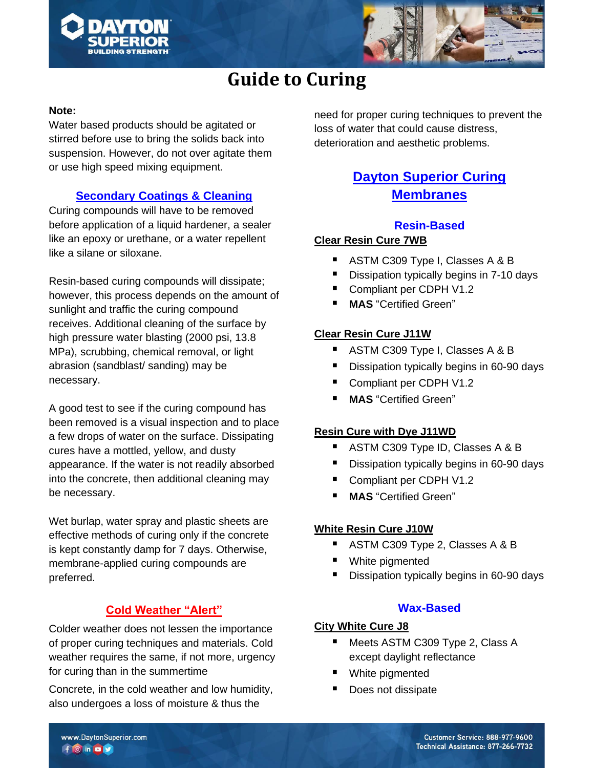# Guide to Curing

**Note:**
Water based products should be agitated or stirred before use to bring the solids back into suspension. However, do not over agitate them or use high speed mixing equipment.

## Secondary Coatings & Cleaning

Curing compounds will have to be removed before application of a liquid hardener, a sealer like an epoxy or urethane, or a water repellent like a silane or siloxane.

Resin-based curing compounds will dissipate; however, this process depends on the amount of sunlight and traffic the curing compound receives. Additional cleaning of the surface by high pressure water blasting (2000 psi, 13.8 MPa), scrubbing, chemical removal, or light abrasion (sandblast/ sanding) may be necessary.

A good test to see if the curing compound has been removed is a visual inspection and to place a few drops of water on the surface. Dissipating cures have a mottled, yellow, and dusty appearance. If the water is not readily absorbed into the concrete, then additional cleaning may be necessary.

Wet burlap, water spray and plastic sheets are effective methods of curing only if the concrete is kept constantly damp for 7 days. Otherwise, membrane-applied curing compounds are preferred.

## Cold Weather "Alert"

Colder weather does not lessen the importance of proper curing techniques and materials. Cold weather requires the same, if not more, urgency for curing than in the summertime

Concrete, in the cold weather and low humidity, also undergoes a loss of moisture & thus the need for proper curing techniques to prevent the loss of water that could cause distress, deterioration and aesthetic problems.

## Dayton Superior Curing Membranes

### Resin-Based

**Clear Resin Cure 7WB**

- ASTM C309 Type I, Classes A & B
- Dissipation typically begins in 7-10 days
- Compliant per CDPH V1.2
- **MAS** "Certified Green"

**Clear Resin Cure J11W**

- ASTM C309 Type I, Classes A & B
- Dissipation typically begins in 60-90 days
- Compliant per CDPH V1.2
- **MAS** "Certified Green"

**Resin Cure with Dye J11WD**

- ASTM C309 Type ID, Classes A & B
- Dissipation typically begins in 60-90 days
- Compliant per CDPH V1.2
- **MAS** "Certified Green"

**White Resin Cure J10W**

- ASTM C309 Type 2, Classes A & B
- White pigmented
- Dissipation typically begins in 60-90 days

### Wax-Based

**City White Cure J8**

- Meets ASTM C309 Type 2, Class A except daylight reflectance
- White pigmented
- Does not dissipate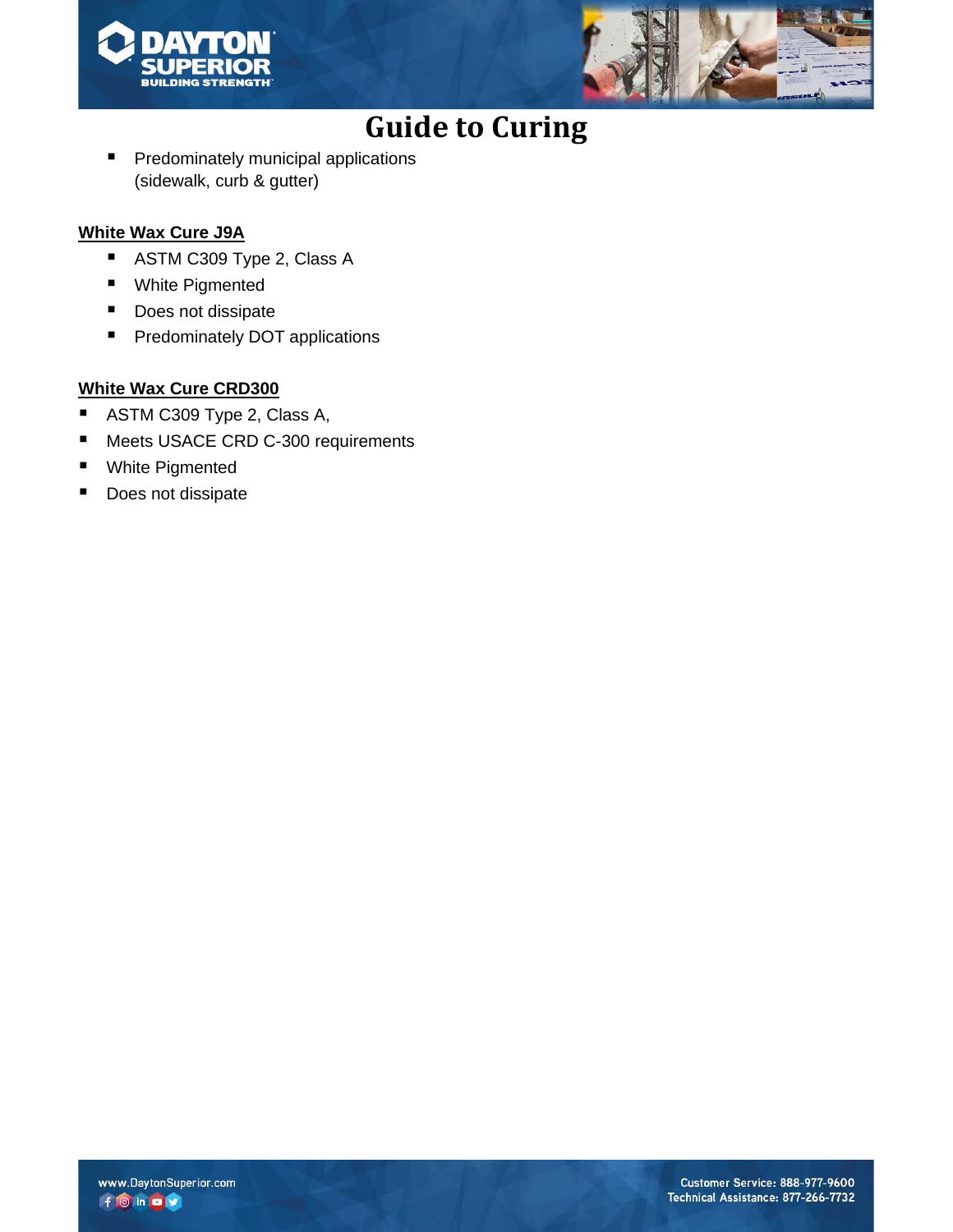# Guide to Curing

- Predominately municipal applications (sidewalk, curb & gutter)

**White Wax Cure J9A**

- ASTM C309 Type 2, Class A
- White Pigmented
- Does not dissipate
- Predominately DOT applications

**White Wax Cure CRD300**

- ASTM C309 Type 2, Class A,
- Meets USACE CRD C-300 requirements
- White Pigmented
- Does not dissipate